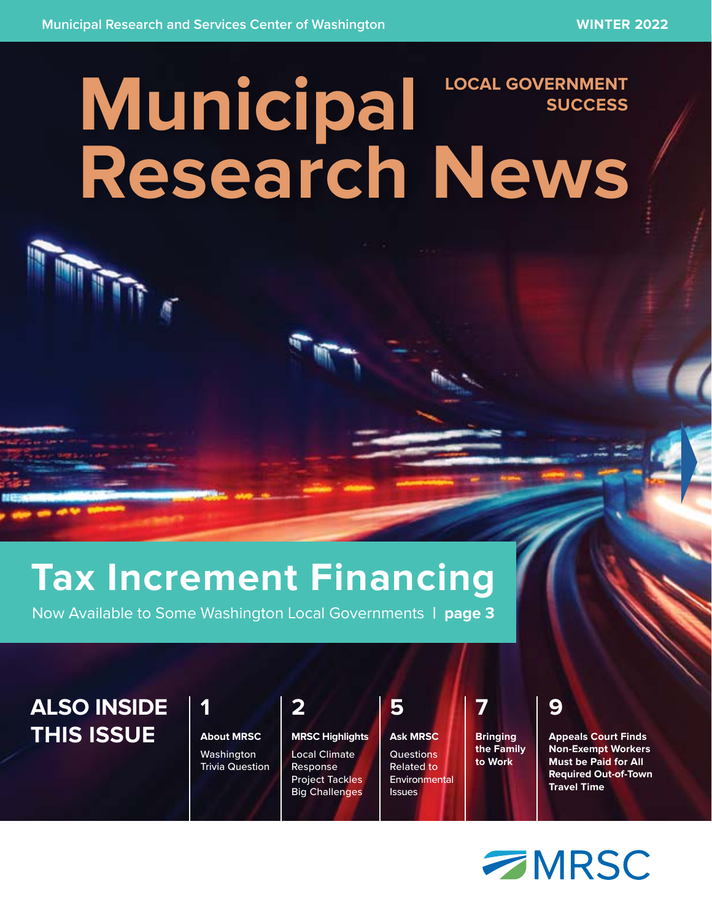Municipal Research and Services Center of Washington

WINTER 2022

# Municipal Research News

LOCAL GOVERNMENT SUCCESS

## Tax Increment Financing

Now Available to Some Washington Local Governments | **page 3**

## ALSO INSIDE THIS ISSUE

**1**
**About MRSC**
Washington Trivia Question

**2**
**MRSC Highlights**
Local Climate Response Project Tackles Big Challenges

**5**
**Ask MRSC**
Questions Related to Environmental Issues

**7**
**Bringing the Family to Work**

**9**
**Appeals Court Finds Non-Exempt Workers Must be Paid for All Required Out-of-Town Travel Time**

MRSC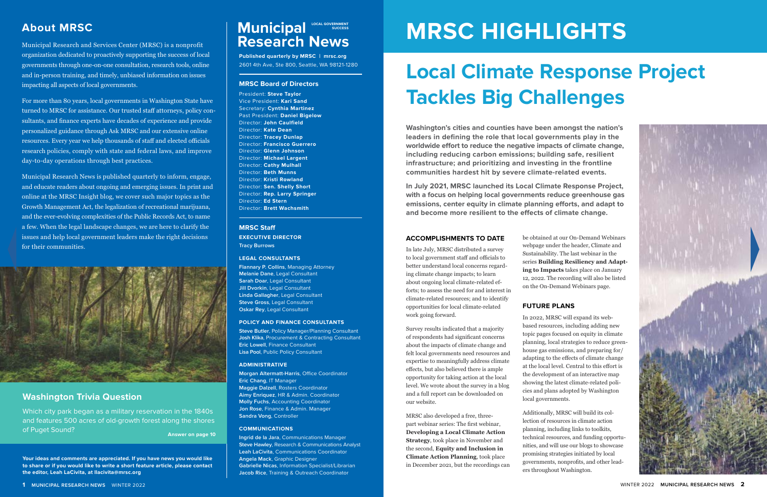## About MRSC

Municipal Research and Services Center (MRSC) is a nonprofit organization dedicated to proactively supporting the success of local governments through one-on-one consultation, research tools, online and in-person training, and timely, unbiased information on issues impacting all aspects of local governments.

For more than 80 years, local governments in Washington State have turned to MRSC for assistance. Our trusted staff attorneys, policy consultants, and finance experts have decades of experience and provide personalized guidance through Ask MRSC and our extensive online resources. Every year we help thousands of staff and elected officials research policies, comply with state and federal laws, and improve day-to-day operations through best practices.

Municipal Research News is published quarterly to inform, engage, and educate readers about ongoing and emerging issues. In print and online at the MRSC Insight blog, we cover such major topics as the Growth Management Act, the legalization of recreational marijuana, and the ever-evolving complexities of the Public Records Act, to name a few. When the legal landscape changes, we are here to clarify the issues and help local government leaders make the right decisions for their communities.

## Washington Trivia Question

Which city park began as a military reservation in the 1840s and features 500 acres of old-growth forest along the shores of Puget Sound?

**Answer on page 10**

**Your ideas and comments are appreciated. If you have news you would like to share or if you would like to write a short feature article, please contact the editor, Leah LaCivita, at llacivita@mrsc.org**

## Municipal Research News

LOCAL GOVERNMENT SUCCESS

**Published quarterly by MRSC | mrsc.org**
2601 4th Ave, Ste 800, Seattle, WA 98121-1280

### MRSC Board of Directors

President: **Steve Taylor**
Vice President: **Kari Sand**
Secretary: **Cynthia Martinez**
Past President: **Daniel Bigelow**
Director: **John Caulfield**
Director: **Kate Dean**
Director: **Tracey Dunlap**
Director: **Francisco Guerrero**
Director: **Glenn Johnson**
Director: **Michael Largent**
Director: **Cathy Mulhall**
Director: **Beth Munns**
Director: **Kristi Rowland**
Director: **Sen. Shelly Short**
Director: **Rep. Larry Springer**
Director: **Ed Stern**
Director: **Brett Wachsmith**

### MRSC Staff

**EXECUTIVE DIRECTOR**
Tracy Burrows

**LEGAL CONSULTANTS**
**Flannary P. Collins**, Managing Attorney
**Melanie Dane**, Legal Consultant
**Sarah Doar**, Legal Consultant
**Jill Dvorkin**, Legal Consultant
**Linda Gallagher**, Legal Consultant
**Steve Gross**, Legal Consultant
**Oskar Rey**, Legal Consultant

**POLICY AND FINANCE CONSULTANTS**
**Steve Butler**, Policy Manager/Planning Consultant
**Josh Klika**, Procurement & Contracting Consultant
**Eric Lowell**, Finance Consultant
**Lisa Pool**, Public Policy Consultant

**ADMINISTRATIVE**
**Morgan Altermatt-Harris**, Office Coordinator
**Eric Chang**, IT Manager
**Maggie Dalzell**, Rosters Coordinator
**Aimy Enriquez**, HR & Admin. Coordinator
**Molly Fuchs**, Accounting Coordinator
**Jon Rose**, Finance & Admin. Manager
**Sandra Vong**, Controller

**COMMUNICATIONS**
**Ingrid de la Jara**, Communications Manager
**Steve Hawley**, Research & Communications Analyst
**Leah LaCivita**, Communications Coordinator
**Angela Mack**, Graphic Designer
**Gabrielle Nicas**, Information Specialist/Librarian
**Jacob Rice**, Training & Outreach Coordinator

# MRSC HIGHLIGHTS

## Local Climate Response Project Tackles Big Challenges

**Washington's cities and counties have been amongst the nation's leaders in defining the role that local governments play in the worldwide effort to reduce the negative impacts of climate change, including reducing carbon emissions; building safe, resilient infrastructure; and prioritizing and investing in the frontline communities hardest hit by severe climate-related events.**

**In July 2021, MRSC launched its Local Climate Response Project, with a focus on helping local governments reduce greenhouse gas emissions, center equity in climate planning efforts, and adapt to and become more resilient to the effects of climate change.**

### ACCOMPLISHMENTS TO DATE

In late July, MRSC distributed a survey to local government staff and officials to better understand local concerns regarding climate change impacts; to learn about ongoing local climate-related efforts; to assess the need for and interest in climate-related resources; and to identify opportunities for local climate-related work going forward.

Survey results indicated that a majority of respondents had significant concerns about the impacts of climate change and felt local governments need resources and expertise to meaningfully address climate effects, but also believed there is ample opportunity for taking action at the local level. We wrote about the survey in a blog and a full report can be downloaded on our website.

MRSC also developed a free, three-part webinar series: The first webinar, **Developing a Local Climate Action Strategy**, took place in November and the second, **Equity and Inclusion in Climate Action Planning**, took place in December 2021, but the recordings can be obtained at our On-Demand Webinars webpage under the header, Climate and Sustainability. The last webinar in the series **Building Resiliency and Adapting to Impacts** takes place on January 12, 2022. The recording will also be listed on the On-Demand Webinars page.

### FUTURE PLANS

In 2022, MRSC will expand its web-based resources, including adding new topic pages focused on equity in climate planning, local strategies to reduce greenhouse gas emissions, and preparing for/adapting to the effects of climate change at the local level. Central to this effort is the development of an interactive map showing the latest climate-related policies and plans adopted by Washington local governments.

Additionally, MRSC will build its collection of resources in climate action planning, including links to toolkits, technical resources, and funding opportunities, and will use our blogs to showcase promising strategies initiated by local governments, nonprofits, and other leaders throughout Washington.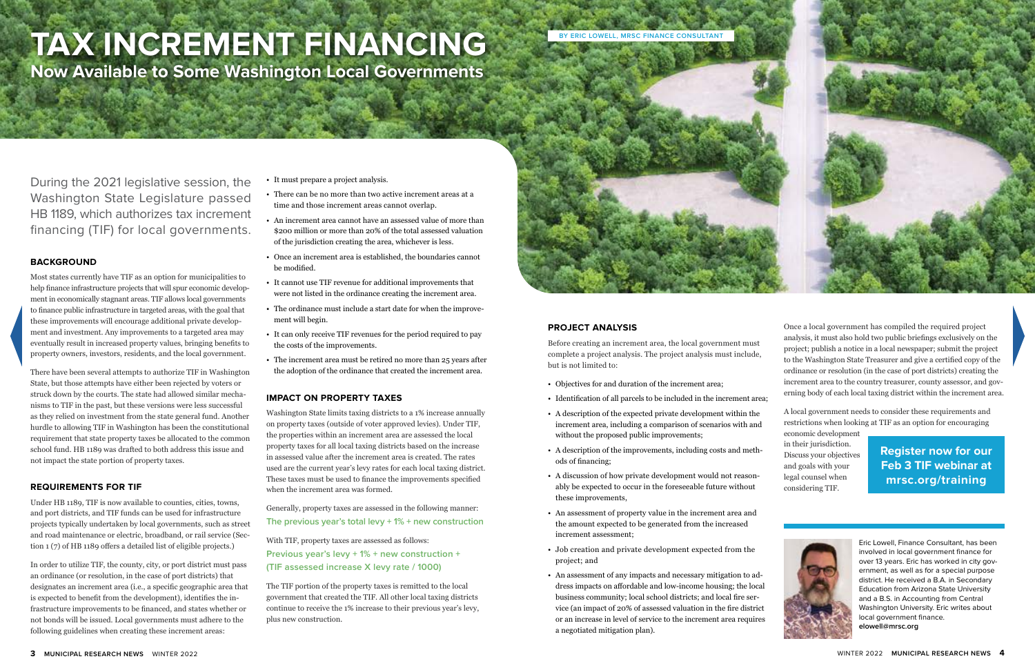# TAX INCREMENT FINANCING

## Now Available to Some Washington Local Governments

BY ERIC LOWELL, MRSC FINANCE CONSULTANT

During the 2021 legislative session, the Washington State Legislature passed HB 1189, which authorizes tax increment financing (TIF) for local governments.

### BACKGROUND

Most states currently have TIF as an option for municipalities to help finance infrastructure projects that will spur economic development in economically stagnant areas. TIF allows local governments to finance public infrastructure in targeted areas, with the goal that these improvements will encourage additional private development and investment. Any improvements to a targeted area may eventually result in increased property values, bringing benefits to property owners, investors, residents, and the local government.

There have been several attempts to authorize TIF in Washington State, but those attempts have either been rejected by voters or struck down by the courts. The state had allowed similar mechanisms to TIF in the past, but these versions were less successful as they relied on investment from the state general fund. Another hurdle to allowing TIF in Washington has been the constitutional requirement that state property taxes be allocated to the common school fund. HB 1189 was drafted to both address this issue and not impact the state portion of property taxes.

### REQUIREMENTS FOR TIF

Under HB 1189, TIF is now available to counties, cities, towns, and port districts, and TIF funds can be used for infrastructure projects typically undertaken by local governments, such as street and road maintenance or electric, broadband, or rail service (Section 1 (7) of HB 1189 offers a detailed list of eligible projects.)

In order to utilize TIF, the county, city, or port district must pass an ordinance (or resolution, in the case of port districts) that designates an increment area (i.e., a specific geographic area that is expected to benefit from the development), identifies the infrastructure improvements to be financed, and states whether or not bonds will be issued. Local governments must adhere to the following guidelines when creating these increment areas:

- It must prepare a project analysis.
- There can be no more than two active increment areas at a time and those increment areas cannot overlap.
- An increment area cannot have an assessed value of more than $200 million or more than 20% of the total assessed valuation of the jurisdiction creating the area, whichever is less.
- Once an increment area is established, the boundaries cannot be modified.
- It cannot use TIF revenue for additional improvements that were not listed in the ordinance creating the increment area.
- The ordinance must include a start date for when the improvement will begin.
- It can only receive TIF revenues for the period required to pay the costs of the improvements.
- The increment area must be retired no more than 25 years after the adoption of the ordinance that created the increment area.

### IMPACT ON PROPERTY TAXES

Washington State limits taxing districts to a 1% increase annually on property taxes (outside of voter approved levies). Under TIF, the properties within an increment area are assessed the local property taxes for all local taxing districts based on the increase in assessed value after the increment area is created. The rates used are the current year's levy rates for each local taxing district. These taxes must be used to finance the improvements specified when the increment area was formed.

Generally, property taxes are assessed in the following manner:

The previous year's total levy + 1% + new construction

With TIF, property taxes are assessed as follows:

Previous year's levy + 1% + new construction + (TIF assessed increase X levy rate / 1000)

The TIF portion of the property taxes is remitted to the local government that created the TIF. All other local taxing districts continue to receive the 1% increase to their previous year's levy, plus new construction.

### PROJECT ANALYSIS

Before creating an increment area, the local government must complete a project analysis. The project analysis must include, but is not limited to:

- Objectives for and duration of the increment area;
- Identification of all parcels to be included in the increment area;
- A description of the expected private development within the increment area, including a comparison of scenarios with and without the proposed public improvements;
- A description of the improvements, including costs and methods of financing;
- A discussion of how private development would not reasonably be expected to occur in the foreseeable future without these improvements,
- An assessment of property value in the increment area and the amount expected to be generated from the increased increment assessment;
- Job creation and private development expected from the project; and
- An assessment of any impacts and necessary mitigation to address impacts on affordable and low-income housing; the local business community; local school districts; and local fire service (an impact of 20% of assessed valuation in the fire district or an increase in level of service to the increment area requires a negotiated mitigation plan).

Once a local government has compiled the required project analysis, it must also hold two public briefings exclusively on the project; publish a notice in a local newspaper; submit the project to the Washington State Treasurer and give a certified copy of the ordinance or resolution (in the case of port districts) creating the increment area to the country treasurer, county assessor, and governing body of each local taxing district within the increment area.

A local government needs to consider these requirements and restrictions when looking at TIF as an option for encouraging economic development in their jurisdiction. Discuss your objectives and goals with your legal counsel when considering TIF.

**Register now for our Feb 3 TIF webinar at mrsc.org/training**

Eric Lowell, Finance Consultant, has been involved in local government finance for over 13 years. Eric has worked in city government, as well as for a special purpose district. He received a B.A. in Secondary Education from Arizona State University and a B.S. in Accounting from Central Washington University. Eric writes about local government finance. **elowell@mrsc.org**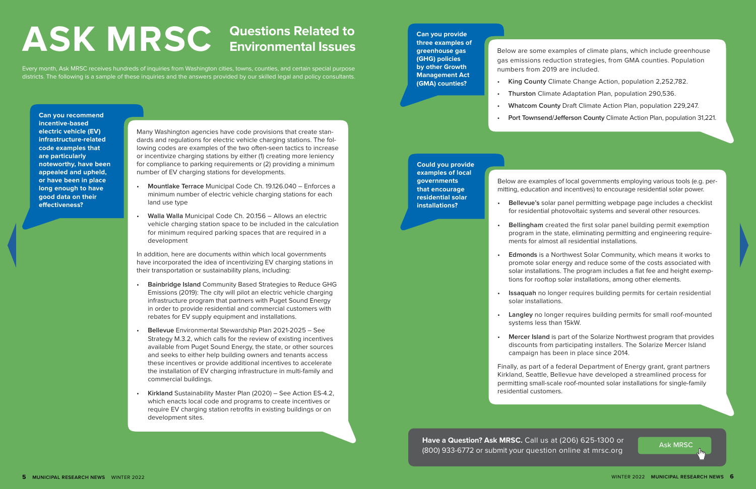# ASK MRSC

## Questions Related to Environmental Issues

Every month, Ask MRSC receives hundreds of inquiries from Washington cities, towns, counties, and certain special purpose districts. The following is a sample of these inquiries and the answers provided by our skilled legal and policy consultants.

**Can you recommend incentive-based electric vehicle (EV) infrastructure-related code examples that are particularly noteworthy, have been appealed and upheld, or have been in place long enough to have good data on their effectiveness?**

Many Washington agencies have code provisions that create standards and regulations for electric vehicle charging stations. The following codes are examples of the two often-seen tactics to increase or incentivize charging stations by either (1) creating more leniency for compliance to parking requirements or (2) providing a minimum number of EV charging stations for developments.

- **Mountlake Terrace** Municipal Code Ch. 19.126.040 – Enforces a minimum number of electric vehicle charging stations for each land use type
- **Walla Walla** Municipal Code Ch. 20.156 – Allows an electric vehicle charging station space to be included in the calculation for minimum required parking spaces that are required in a development

In addition, here are documents within which local governments have incorporated the idea of incentivizing EV charging stations in their transportation or sustainability plans, including:

- **Bainbridge Island** Community Based Strategies to Reduce GHG Emissions (2019): The city will pilot an electric vehicle charging infrastructure program that partners with Puget Sound Energy in order to provide residential and commercial customers with rebates for EV supply equipment and installations.
- **Bellevue** Environmental Stewardship Plan 2021-2025 – See Strategy M.3.2, which calls for the review of existing incentives available from Puget Sound Energy, the state, or other sources and seeks to either help building owners and tenants access these incentives or provide additional incentives to accelerate the installation of EV charging infrastructure in multi-family and commercial buildings.
- **Kirkland** Sustainability Master Plan (2020) – See Action ES-4.2, which enacts local code and programs to create incentives or require EV charging station retrofits in existing buildings or on development sites.

**Can you provide three examples of greenhouse gas (GHG) policies by other Growth Management Act (GMA) counties?**

Below are some examples of climate plans, which include greenhouse gas emissions reduction strategies, from GMA counties. Population numbers from 2019 are included.

- **King County** Climate Change Action, population 2,252,782.
- **Thurston** Climate Adaptation Plan, population 290,536.
- **Whatcom County** Draft Climate Action Plan, population 229,247.
- **Port Townsend/Jefferson County** Climate Action Plan, population 31,221.

**Could you provide examples of local governments that encourage residential solar installations?**

Below are examples of local governments employing various tools (e.g. permitting, education and incentives) to encourage residential solar power.

- **Bellevue's** solar panel permitting webpage page includes a checklist for residential photovoltaic systems and several other resources.
- **Bellingham** created the first solar panel building permit exemption program in the state, eliminating permitting and engineering requirements for almost all residential installations.
- **Edmonds** is a Northwest Solar Community, which means it works to promote solar energy and reduce some of the costs associated with solar installations. The program includes a flat fee and height exemptions for rooftop solar installations, among other elements.
- **Issaquah** no longer requires building permits for certain residential solar installations.
- **Langley** no longer requires building permits for small roof-mounted systems less than 15kW.
- **Mercer Island** is part of the Solarize Northwest program that provides discounts from participating installers. The Solarize Mercer Island campaign has been in place since 2014.

Finally, as part of a federal Department of Energy grant, grant partners Kirkland, Seattle, Bellevue have developed a streamlined process for permitting small-scale roof-mounted solar installations for single-family residential customers.

**Have a Question? Ask MRSC.** Call us at (206) 625-1300 or (800) 933-6772 or submit your question online at mrsc.org

Ask MRSC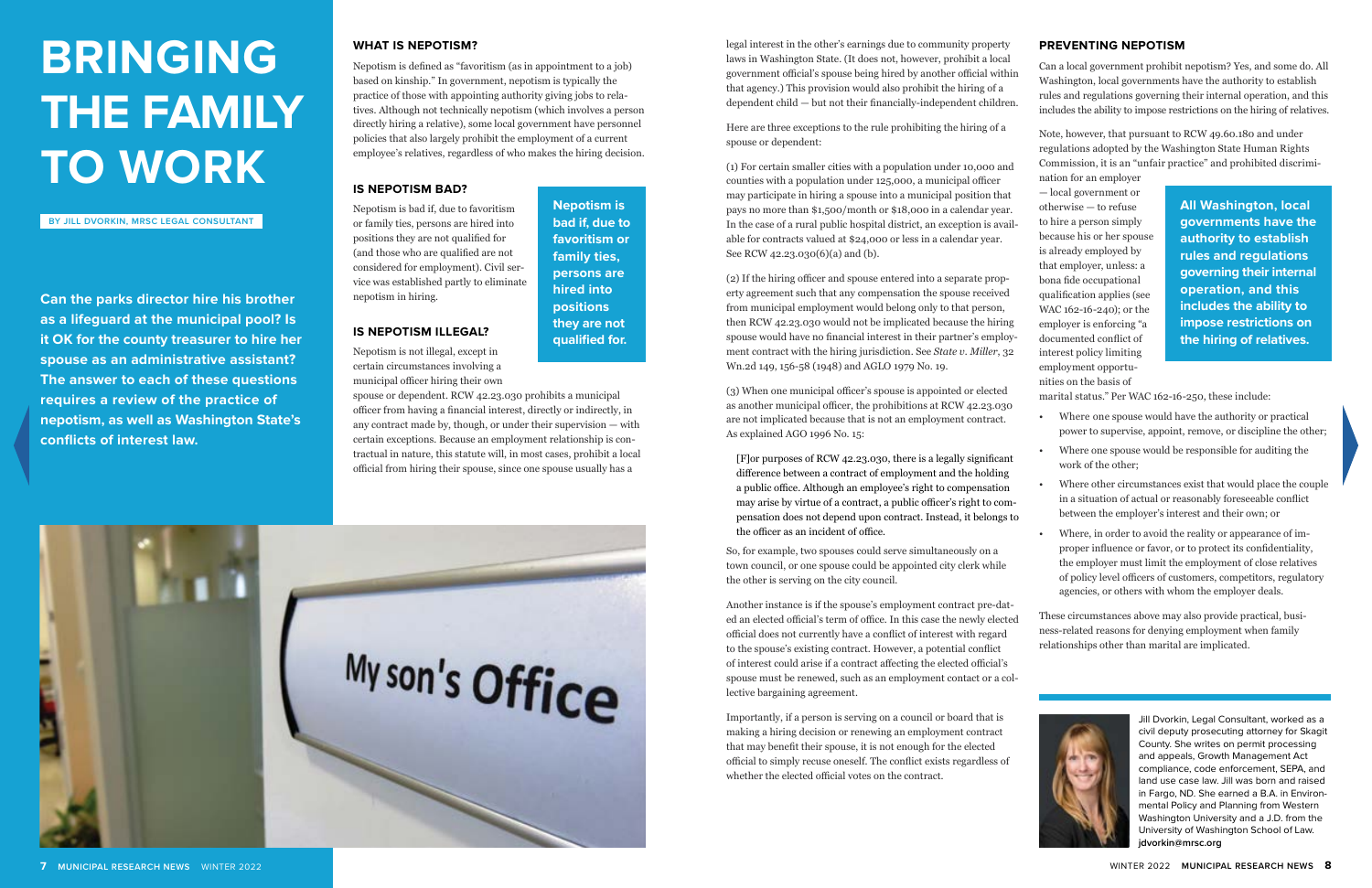# BRINGING THE FAMILY TO WORK

BY JILL DVORKIN, MRSC LEGAL CONSULTANT

**Can the parks director hire his brother as a lifeguard at the municipal pool? Is it OK for the county treasurer to hire her spouse as an administrative assistant? The answer to each of these questions requires a review of the practice of nepotism, as well as Washington State's conflicts of interest law.**

## WHAT IS NEPOTISM?

Nepotism is defined as "favoritism (as in appointment to a job) based on kinship." In government, nepotism is typically the practice of those with appointing authority giving jobs to relatives. Although not technically nepotism (which involves a person directly hiring a relative), some local government have personnel policies that also largely prohibit the employment of a current employee's relatives, regardless of who makes the hiring decision.

## IS NEPOTISM BAD?

Nepotism is bad if, due to favoritism or family ties, persons are hired into positions they are not qualified for (and those who are qualified are not considered for employment). Civil service was established partly to eliminate nepotism in hiring.

**Nepotism is bad if, due to favoritism or family ties, persons are hired into positions they are not qualified for.**

## IS NEPOTISM ILLEGAL?

Nepotism is not illegal, except in certain circumstances involving a municipal officer hiring their own spouse or dependent. RCW 42.23.030 prohibits a municipal officer from having a financial interest, directly or indirectly, in any contract made by, though, or under their supervision — with certain exceptions. Because an employment relationship is contractual in nature, this statute will, in most cases, prohibit a local official from hiring their spouse, since one spouse usually has a legal interest in the other's earnings due to community property laws in Washington State. (It does not, however, prohibit a local government official's spouse being hired by another official within that agency.) This provision would also prohibit the hiring of a dependent child — but not their financially-independent children.

Here are three exceptions to the rule prohibiting the hiring of a spouse or dependent:

(1) For certain smaller cities with a population under 10,000 and counties with a population under 125,000, a municipal officer may participate in hiring a spouse into a municipal position that pays no more than $1,500/month or $18,000 in a calendar year. In the case of a rural public hospital district, an exception is available for contracts valued at $24,000 or less in a calendar year. See RCW 42.23.030(6)(a) and (b).

(2) If the hiring officer and spouse entered into a separate property agreement such that any compensation the spouse received from municipal employment would belong only to that person, then RCW 42.23.030 would not be implicated because the hiring spouse would have no financial interest in their partner's employment contract with the hiring jurisdiction. See *State v. Miller*, 32 Wn.2d 149, 156-58 (1948) and AGLO 1979 No. 19.

(3) When one municipal officer's spouse is appointed or elected as another municipal officer, the prohibitions at RCW 42.23.030 are not implicated because that is not an employment contract. As explained AGO 1996 No. 15:

> [F]or purposes of RCW 42.23.030, there is a legally significant difference between a contract of employment and the holding a public office. Although an employee's right to compensation may arise by virtue of a contract, a public officer's right to compensation does not depend upon contract. Instead, it belongs to the officer as an incident of office.

So, for example, two spouses could serve simultaneously on a town council, or one spouse could be appointed city clerk while the other is serving on the city council.

Another instance is if the spouse's employment contract pre-dated an elected official's term of office. In this case the newly elected official does not currently have a conflict of interest with regard to the spouse's existing contract. However, a potential conflict of interest could arise if a contract affecting the elected official's spouse must be renewed, such as an employment contact or a collective bargaining agreement.

Importantly, if a person is serving on a council or board that is making a hiring decision or renewing an employment contract that may benefit their spouse, it is not enough for the elected official to simply recuse oneself. The conflict exists regardless of whether the elected official votes on the contract.

## PREVENTING NEPOTISM

Can a local government prohibit nepotism? Yes, and some do. All Washington, local governments have the authority to establish rules and regulations governing their internal operation, and this includes the ability to impose restrictions on the hiring of relatives.

Note, however, that pursuant to RCW 49.60.180 and under regulations adopted by the Washington State Human Rights Commission, it is an "unfair practice" and prohibited discrimination for an employer — local government or otherwise — to refuse to hire a person simply because his or her spouse is already employed by that employer, unless: a bona fide occupational qualification applies (see WAC 162-16-240); or the employer is enforcing "a documented conflict of interest policy limiting employment opportunities on the basis of marital status." Per WAC 162-16-250, these include:

**All Washington, local governments have the authority to establish rules and regulations governing their internal operation, and this includes the ability to impose restrictions on the hiring of relatives.**

- Where one spouse would have the authority or practical power to supervise, appoint, remove, or discipline the other;
- Where one spouse would be responsible for auditing the work of the other;
- Where other circumstances exist that would place the couple in a situation of actual or reasonably foreseeable conflict between the employer's interest and their own; or
- Where, in order to avoid the reality or appearance of improper influence or favor, or to protect its confidentiality, the employer must limit the employment of close relatives of policy level officers of customers, competitors, regulatory agencies, or others with whom the employer deals.

These circumstances above may also provide practical, business-related reasons for denying employment when family relationships other than marital are implicated.

Jill Dvorkin, Legal Consultant, worked as a civil deputy prosecuting attorney for Skagit County. She writes on permit processing and appeals, Growth Management Act compliance, code enforcement, SEPA, and land use case law. Jill was born and raised in Fargo, ND. She earned a B.A. in Environmental Policy and Planning from Western Washington University and a J.D. from the University of Washington School of Law. **jdvorkin@mrsc.org**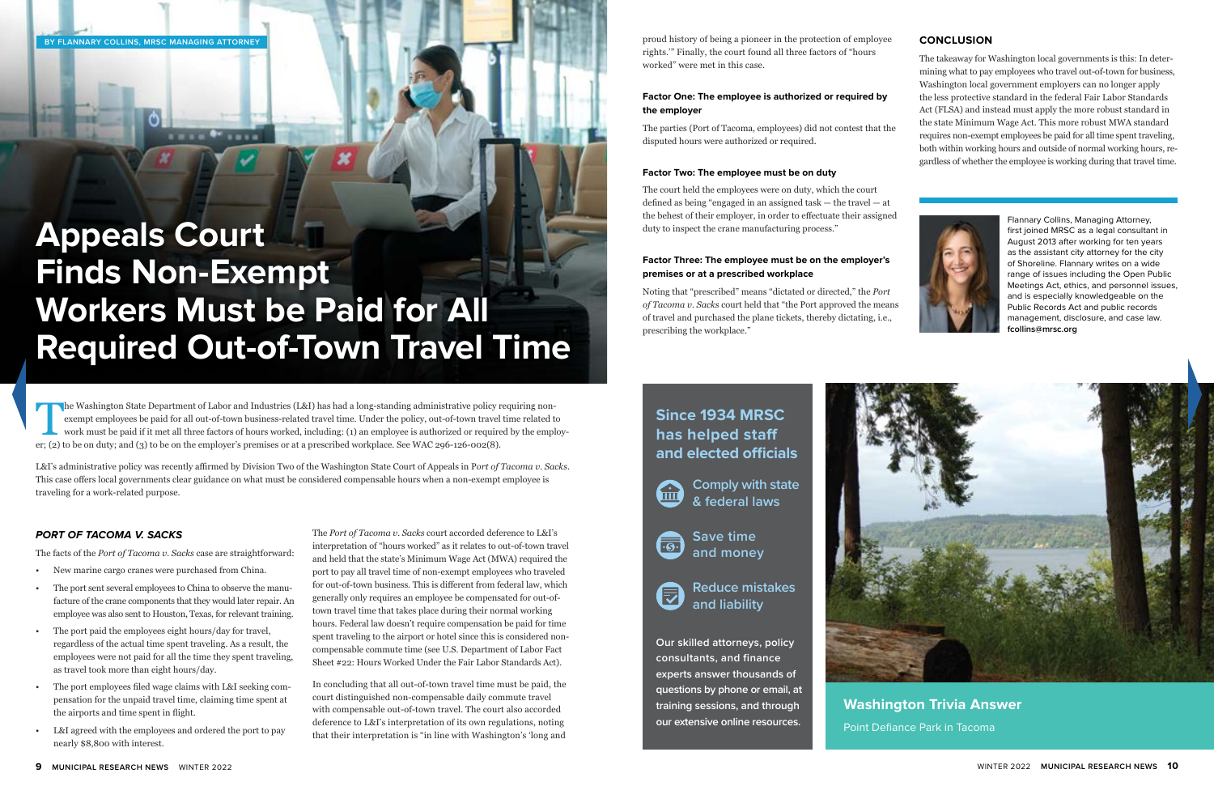BY FLANNARY COLLINS, MRSC MANAGING ATTORNEY

# Appeals Court Finds Non-Exempt Workers Must be Paid for All Required Out-of-Town Travel Time

The Washington State Department of Labor and Industries (L&I) has had a long-standing administrative policy requiring non-exempt employees be paid for all out-of-town business-related travel time. Under the policy, out-of-town travel time related to work must be paid if it met all three factors of hours worked, including: (1) an employee is authorized or required by the employer; (2) to be on duty; and (3) to be on the employer's premises or at a prescribed workplace. See WAC 296-126-002(8).

L&I's administrative policy was recently affirmed by Division Two of the Washington State Court of Appeals in *Port of Tacoma v. Sacks*. This case offers local governments clear guidance on what must be considered compensable hours when a non-exempt employee is traveling for a work-related purpose.

### *PORT OF TACOMA V. SACKS*

The facts of the *Port of Tacoma v. Sacks* case are straightforward:

- New marine cargo cranes were purchased from China.
- The port sent several employees to China to observe the manufacture of the crane components that they would later repair. An employee was also sent to Houston, Texas, for relevant training.
- The port paid the employees eight hours/day for travel, regardless of the actual time spent traveling. As a result, the employees were not paid for all the time they spent traveling, as travel took more than eight hours/day.
- The port employees filed wage claims with L&I seeking compensation for the unpaid travel time, claiming time spent at the airports and time spent in flight.
- L&I agreed with the employees and ordered the port to pay nearly $8,800 with interest.

The *Port of Tacoma v. Sacks* court accorded deference to L&I's interpretation of "hours worked" as it relates to out-of-town travel and held that the state's Minimum Wage Act (MWA) required the port to pay all travel time of non-exempt employees who traveled for out-of-town business. This is different from federal law, which generally only requires an employee be compensated for out-of-town travel time that takes place during their normal working hours. Federal law doesn't require compensation be paid for time spent traveling to the airport or hotel since this is considered non-compensable commute time (see U.S. Department of Labor Fact Sheet #22: Hours Worked Under the Fair Labor Standards Act).

In concluding that all out-of-town travel time must be paid, the court distinguished non-compensable daily commute travel with compensable out-of-town travel. The court also accorded deference to L&I's interpretation of its own regulations, noting that their interpretation is "in line with Washington's 'long and proud history of being a pioneer in the protection of employee rights.'" Finally, the court found all three factors of "hours worked" were met in this case.

#### Factor One: The employee is authorized or required by the employer

The parties (Port of Tacoma, employees) did not contest that the disputed hours were authorized or required.

#### Factor Two: The employee must be on duty

The court held the employees were on duty, which the court defined as being "engaged in an assigned task — the travel — at the behest of their employer, in order to effectuate their assigned duty to inspect the crane manufacturing process."

#### Factor Three: The employee must be on the employer's premises or at a prescribed workplace

Noting that "prescribed" means "dictated or directed," the *Port of Tacoma v. Sacks* court held that "the Port approved the means of travel and purchased the plane tickets, thereby dictating, i.e., prescribing the workplace."

### CONCLUSION

The takeaway for Washington local governments is this: In determining what to pay employees who travel out-of-town for business, Washington local government employers can no longer apply the less protective standard in the federal Fair Labor Standards Act (FLSA) and instead must apply the more robust standard in the state Minimum Wage Act. This more robust MWA standard requires non-exempt employees be paid for all time spent traveling, both within working hours and outside of normal working hours, regardless of whether the employee is working during that travel time.

Flannary Collins, Managing Attorney, first joined MRSC as a legal consultant in August 2013 after working for ten years as the assistant city attorney for the city of Shoreline. Flannary writes on a wide range of issues including the Open Public Meetings Act, ethics, and personnel issues, and is especially knowledgeable on the Public Records Act and public records management, disclosure, and case law. **fcollins@mrsc.org**

---

**Since 1934 MRSC has helped staff and elected officials**

- Comply with state & federal laws
- Save time and money
- Reduce mistakes and liability

**Our skilled attorneys, policy consultants, and finance experts answer thousands of questions by phone or email, at training sessions, and through our extensive online resources.**

---

**Washington Trivia Answer**

Point Defiance Park in Tacoma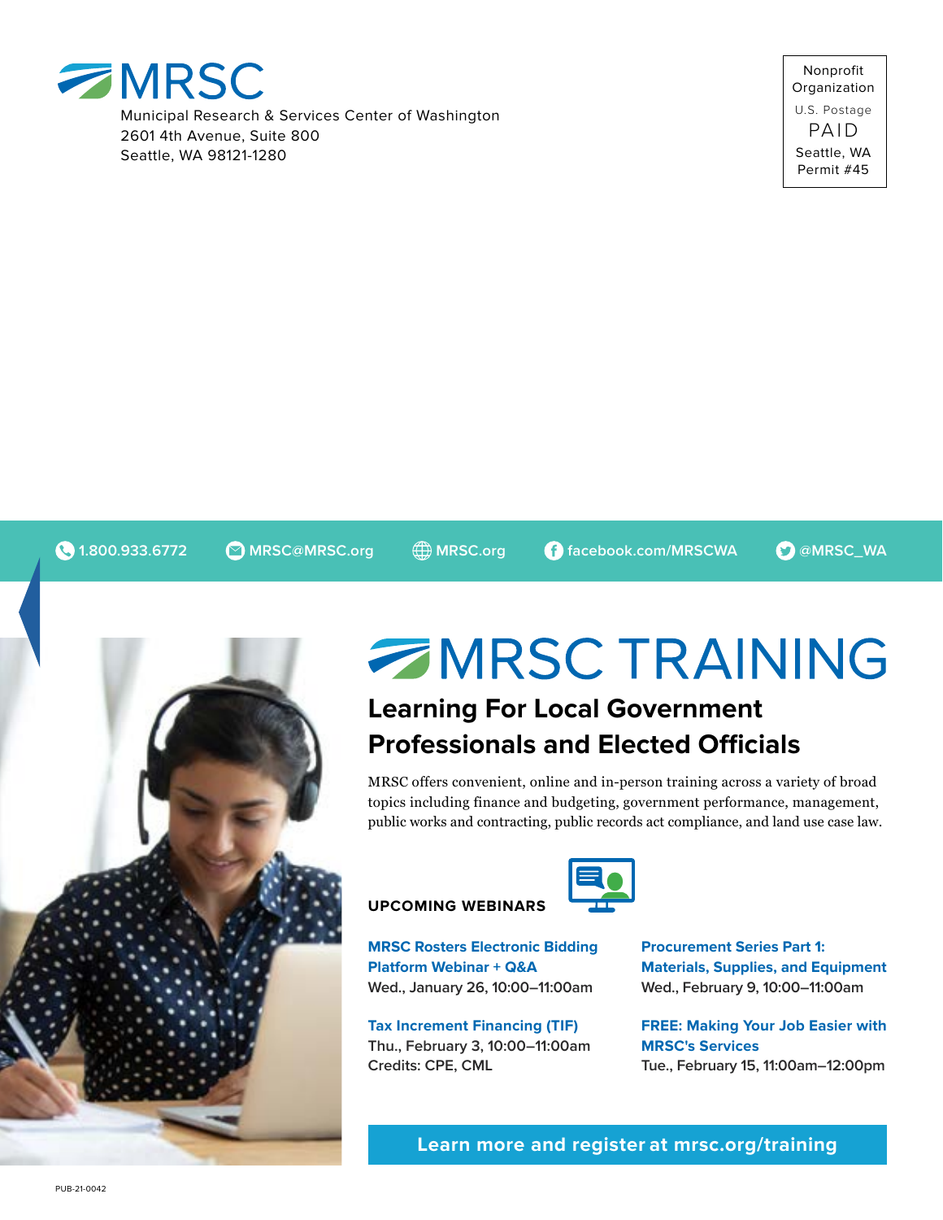MRSC

Municipal Research & Services Center of Washington
2601 4th Avenue, Suite 800
Seattle, WA 98121-1280

Nonprofit Organization
U.S. Postage
PAID
Seattle, WA
Permit #45

1.800.933.6772 | MRSC@MRSC.org | MRSC.org | facebook.com/MRSCWA | @MRSC_WA

# MRSC TRAINING

## Learning For Local Government Professionals and Elected Officials

MRSC offers convenient, online and in-person training across a variety of broad topics including finance and budgeting, government performance, management, public works and contracting, public records act compliance, and land use case law.

### UPCOMING WEBINARS

**MRSC Rosters Electronic Bidding Platform Webinar + Q&A**
Wed., January 26, 10:00–11:00am

**Tax Increment Financing (TIF)**
Thu., February 3, 10:00–11:00am
Credits: CPE, CML

**Procurement Series Part 1: Materials, Supplies, and Equipment**
Wed., February 9, 10:00–11:00am

**FREE: Making Your Job Easier with MRSC's Services**
Tue., February 15, 11:00am–12:00pm

**Learn more and register at mrsc.org/training**

PUB-21-0042